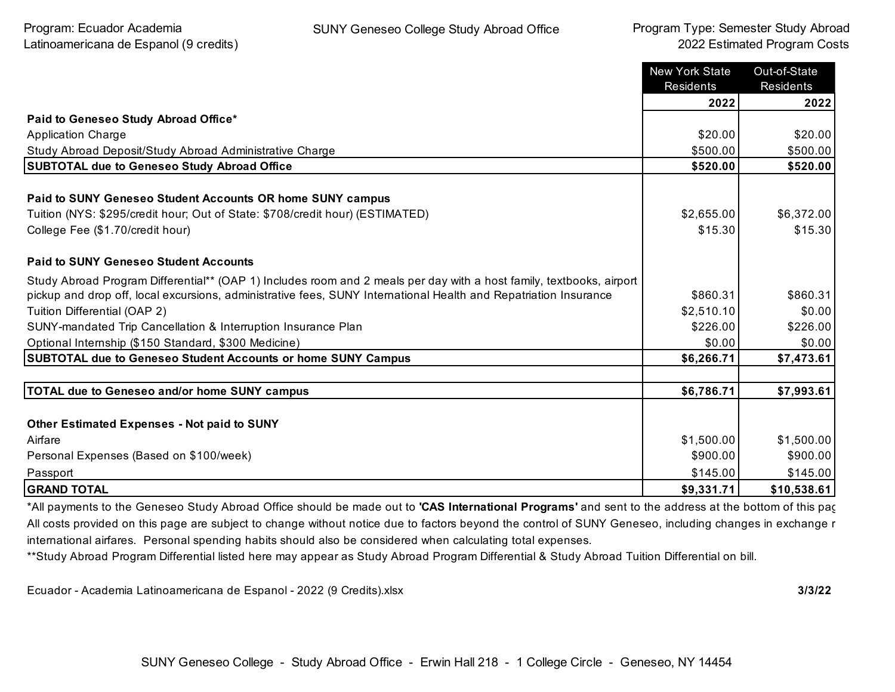Program: Ecuador Academia Latinoamericana de Espanol (9 credits)

SUNY Geneseo College Study Abroad Office

Program Type: Semester Study Abroad
2022 Estimated Program Costs

| | New York State Residents | Out-of-State Residents |
|---|---|---|
| | **2022** | **2022** |
| **Paid to Geneseo Study Abroad Office*** | | |
| Application Charge | $20.00 | $20.00 |
| Study Abroad Deposit/Study Abroad Administrative Charge | $500.00 | $500.00 |
| **SUBTOTAL due to Geneseo Study Abroad Office** | **$520.00** | **$520.00** |
| | | |
| **Paid to SUNY Geneseo Student Accounts OR home SUNY campus** | | |
| Tuition (NYS: $295/credit hour; Out of State: $708/credit hour) (ESTIMATED) | $2,655.00 | $6,372.00 |
| College Fee ($1.70/credit hour) | $15.30 | $15.30 |
| | | |
| **Paid to SUNY Geneseo Student Accounts** | | |
| Study Abroad Program Differential** (OAP 1) Includes room and 2 meals per day with a host family, textbooks, airport pickup and drop off, local excursions, administrative fees, SUNY International Health and Repatriation Insurance | $860.31 | $860.31 |
| Tuition Differential (OAP 2) | $2,510.10 | $0.00 |
| SUNY-mandated Trip Cancellation & Interruption Insurance Plan | $226.00 | $226.00 |
| Optional Internship ($150 Standard, $300 Medicine) | $0.00 | $0.00 |
| **SUBTOTAL due to Geneseo Student Accounts or home SUNY Campus** | **$6,266.71** | **$7,473.61** |
| | | |
| **TOTAL due to Geneseo and/or home SUNY campus** | **$6,786.71** | **$7,993.61** |
| | | |
| **Other Estimated Expenses - Not paid to SUNY** | | |
| Airfare | $1,500.00 | $1,500.00 |
| Personal Expenses (Based on $100/week) | $900.00 | $900.00 |
| Passport | $145.00 | $145.00 |
| **GRAND TOTAL** | **$9,331.71** | **$10,538.61** |

*All payments to the Geneseo Study Abroad Office should be made out to **'CAS International Programs'** and sent to the address at the bottom of this pag
All costs provided on this page are subject to change without notice due to factors beyond the control of SUNY Geneseo, including changes in exchange r international airfares. Personal spending habits should also be considered when calculating total expenses.

**Study Abroad Program Differential listed here may appear as Study Abroad Program Differential & Study Abroad Tuition Differential on bill.

Ecuador - Academia Latinoamericana de Espanol - 2022 (9 Credits).xlsx **3/3/22**

SUNY Geneseo College - Study Abroad Office - Erwin Hall 218 - 1 College Circle - Geneseo, NY 14454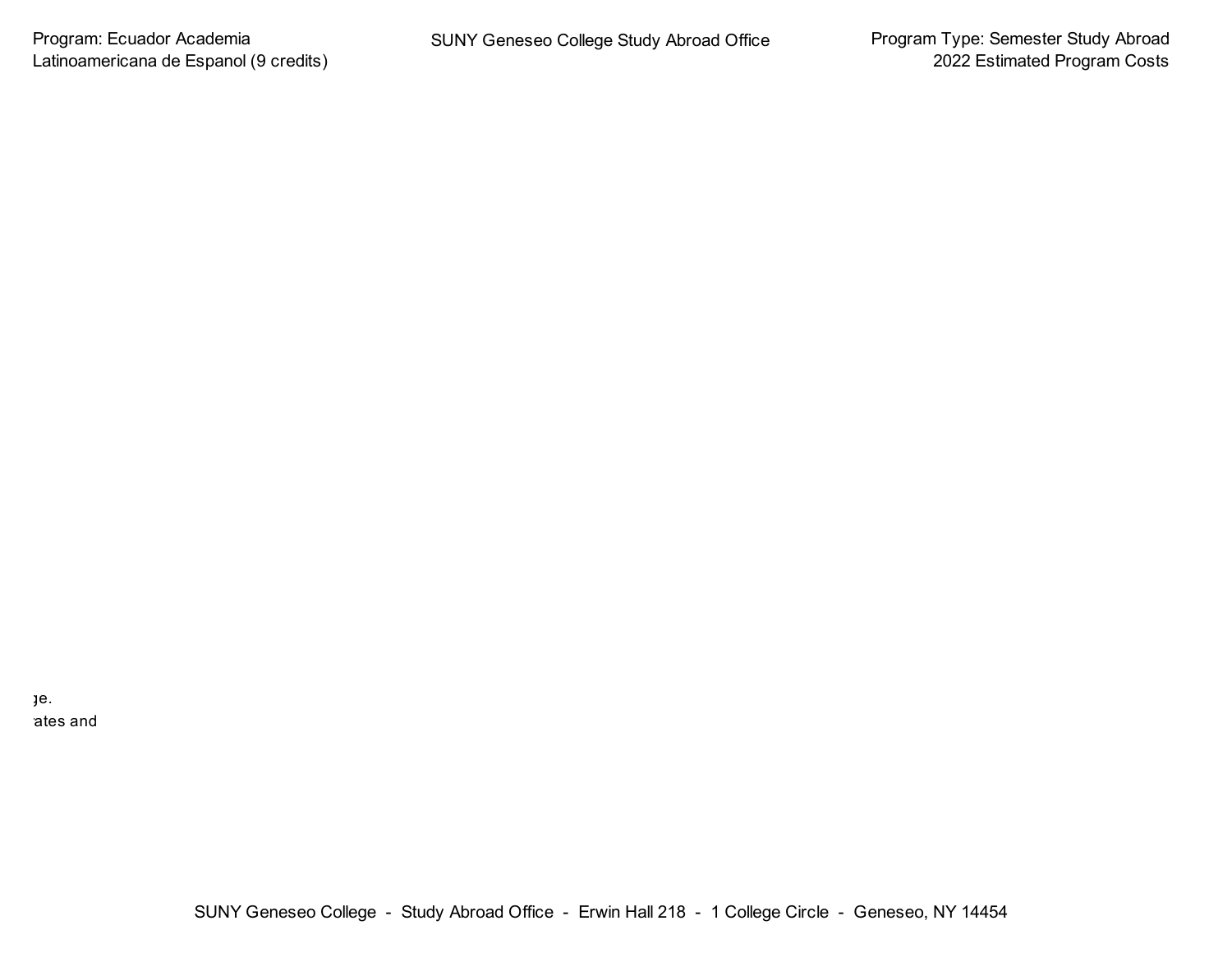ge.
ates and